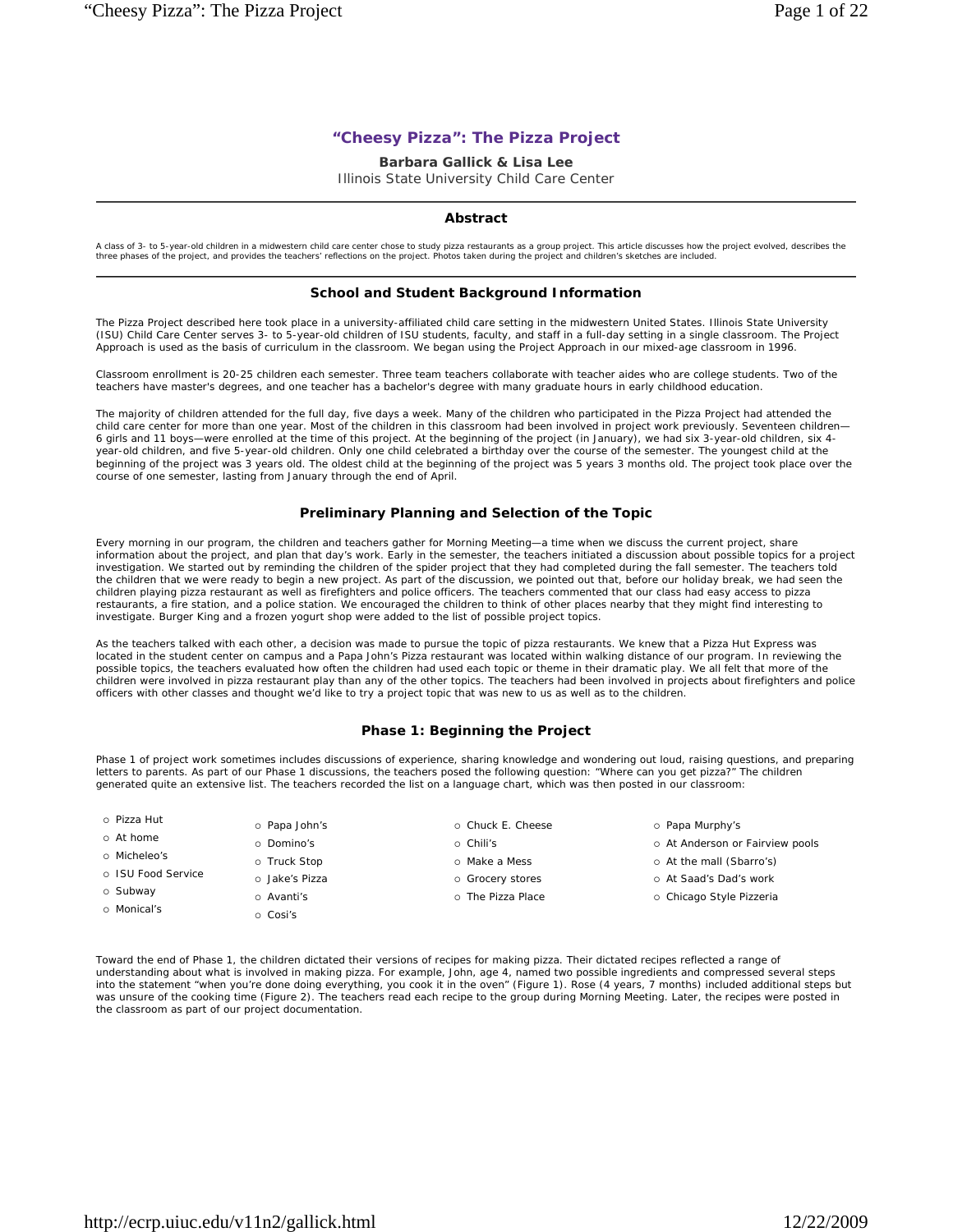# "Cheesy Pizza": The Pizza Project

**Barbara Gallick & Lisa Lee**

Illinois State University Child Care Center

---

### Abstract

A class of 3- to 5-year-old children in a midwestern child care center chose to study pizza restaurants as a group project. This article discusses how the project evolved, describes the three phases of the project, and provides the teachers' reflections on the project. Photos taken during the project and children's sketches are included.

---

## School and Student Background Information

The Pizza Project described here took place in a university-affiliated child care setting in the midwestern United States. Illinois State University (ISU) Child Care Center serves 3- to 5-year-old children of ISU students, faculty, and staff in a full-day setting in a single classroom. The Project Approach is used as the basis of curriculum in the classroom. We began using the Project Approach in our mixed-age classroom in 1996.

Classroom enrollment is 20-25 children each semester. Three team teachers collaborate with teacher aides who are college students. Two of the teachers have master's degrees, and one teacher has a bachelor's degree with many graduate hours in early childhood education.

The majority of children attended for the full day, five days a week. Many of the children who participated in the Pizza Project had attended the child care center for more than one year. Most of the children in this classroom had been involved in project work previously. Seventeen children—6 girls and 11 boys—were enrolled at the time of this project. At the beginning of the project (in January), we had six 3-year-old children, six 4-year-old children, and five 5-year-old children. Only one child celebrated a birthday over the course of the semester. The youngest child at the beginning of the project was 3 years old. The oldest child at the beginning of the project was 5 years 3 months old. The project took place over the course of one semester, lasting from January through the end of April.

## Preliminary Planning and Selection of the Topic

Every morning in our program, the children and teachers gather for Morning Meeting—a time when we discuss the current project, share information about the project, and plan that day's work. Early in the semester, the teachers initiated a discussion about possible topics for a project investigation. We started out by reminding the children of the spider project that they had completed during the fall semester. The teachers told the children that we were ready to begin a new project. As part of the discussion, we pointed out that, before our holiday break, we had seen the children playing pizza restaurant as well as firefighters and police officers. The teachers commented that our class had easy access to pizza restaurants, a fire station, and a police station. We encouraged the children to think of other places nearby that they might find interesting to investigate. Burger King and a frozen yogurt shop were added to the list of possible project topics.

As the teachers talked with each other, a decision was made to pursue the topic of pizza restaurants. We knew that a Pizza Hut Express was located in the student center on campus and a Papa John's Pizza restaurant was located within walking distance of our program. In reviewing the possible topics, the teachers evaluated how often the children had used each topic or theme in their dramatic play. We all felt that more of the children were involved in pizza restaurant play than any of the other topics. The teachers had been involved in projects about firefighters and police officers with other classes and thought we'd like to try a project topic that was new to us as well as to the children.

## Phase 1: Beginning the Project

Phase 1 of project work sometimes includes discussions of experience, sharing knowledge and wondering out loud, raising questions, and preparing letters to parents. As part of our Phase 1 discussions, the teachers posed the following question: "Where can you get pizza?" The children generated quite an extensive list. The teachers recorded the list on a language chart, which was then posted in our classroom:

- Pizza Hut
- At home
- Micheleo's
- ISU Food Service
- Subway
- Monical's
- Papa John's
- Domino's
- Truck Stop
- Jake's Pizza
- Avanti's
- Cosi's
- Chuck E. Cheese
- Chili's
- Make a Mess
- Grocery stores
- The Pizza Place
- Papa Murphy's
- At Anderson or Fairview pools
- At the mall (Sbarro's)
- At Saad's Dad's work
- Chicago Style Pizzeria

Toward the end of Phase 1, the children dictated their versions of recipes for making pizza. Their dictated recipes reflected a range of understanding about what is involved in making pizza. For example, John, age 4, named two possible ingredients and compressed several steps into the statement "when you're done doing everything, you cook it in the oven" (Figure 1). Rose (4 years, 7 months) included additional steps but was unsure of the cooking time (Figure 2). The teachers read each recipe to the group during Morning Meeting. Later, the recipes were posted in the classroom as part of our project documentation.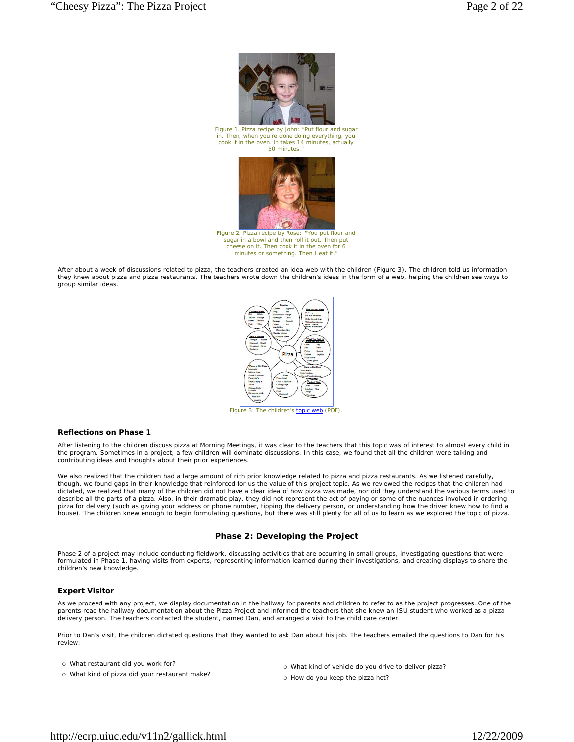Figure 1. Pizza recipe by John: "Put flour and sugar in. Then, when you're done doing everything, you cook it in the oven. It takes 14 minutes, actually 50 minutes."

Figure 2. Pizza recipe by Rose: "You put flour and sugar in a bowl and then roll it out. Then put cheese on it. Then cook it in the oven for 6 minutes or something. Then I eat it."

After about a week of discussions related to pizza, the teachers created an idea web with the children (Figure 3). The children told us information they knew about pizza and pizza restaurants. The teachers wrote down the children's ideas in the form of a web, helping the children see ways to group similar ideas.

Figure 3. The children's topic web (PDF).

### Reflections on Phase 1

After listening to the children discuss pizza at Morning Meetings, it was clear to the teachers that this topic was of interest to almost every child in the program. Sometimes in a project, a few children will dominate discussions. In this case, we found that all the children were talking and contributing ideas and thoughts about their prior experiences.

We also realized that the children had a large amount of rich prior knowledge related to pizza and pizza restaurants. As we listened carefully, though, we found gaps in their knowledge that reinforced for us the value of this project topic. As we reviewed the recipes that the children had dictated, we realized that many of the children did not have a clear idea of how pizza was made, nor did they understand the various terms used to describe all the parts of a pizza. Also, in their dramatic play, they did not represent the act of paying or some of the nuances involved in ordering pizza for delivery (such as giving your address or phone number, tipping the delivery person, or understanding how the driver knew how to find a house). The children knew enough to begin formulating questions, but there was still plenty for all of us to learn as we explored the topic of pizza.

## Phase 2: Developing the Project

Phase 2 of a project may include conducting fieldwork, discussing activities that are occurring in small groups, investigating questions that were formulated in Phase 1, having visits from experts, representing information learned during their investigations, and creating displays to share the children's new knowledge.

### Expert Visitor

As we proceed with any project, we display documentation in the hallway for parents and children to refer to as the project progresses. One of the parents read the hallway documentation about the Pizza Project and informed the teachers that she knew an ISU student who worked as a pizza delivery person. The teachers contacted the student, named Dan, and arranged a visit to the child care center.

Prior to Dan's visit, the children dictated questions that they wanted to ask Dan about his job. The teachers emailed the questions to Dan for his review:

- What restaurant did you work for?
- What kind of pizza did your restaurant make?
- What kind of vehicle do you drive to deliver pizza?
- How do you keep the pizza hot?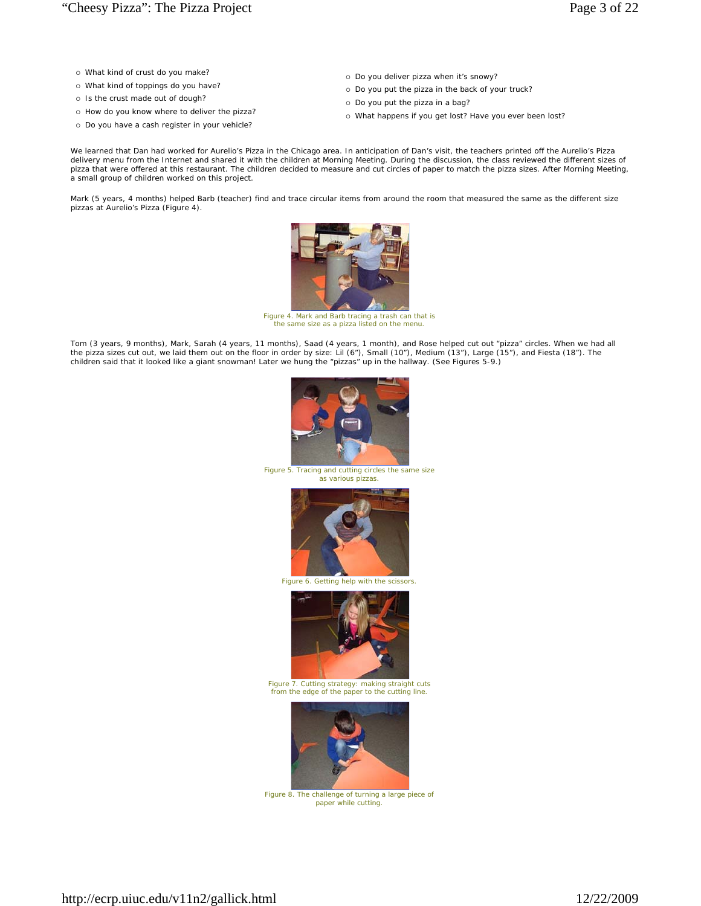- What kind of crust do you make?
- What kind of toppings do you have?
- Is the crust made out of dough?
- How do you know where to deliver the pizza?
- Do you have a cash register in your vehicle?
- Do you deliver pizza when it's snowy?
- Do you put the pizza in the back of your truck?
- Do you put the pizza in a bag?
- What happens if you get lost? Have you ever been lost?

We learned that Dan had worked for Aurelio's Pizza in the Chicago area. In anticipation of Dan's visit, the teachers printed off the Aurelio's Pizza delivery menu from the Internet and shared it with the children at Morning Meeting. During the discussion, the class reviewed the different sizes of pizza that were offered at this restaurant. The children decided to measure and cut circles of paper to match the pizza sizes. After Morning Meeting, a small group of children worked on this project.

Mark (5 years, 4 months) helped Barb (teacher) find and trace circular items from around the room that measured the same as the different size pizzas at Aurelio's Pizza (Figure 4).

Figure 4. Mark and Barb tracing a trash can that is the same size as a pizza listed on the menu.

Tom (3 years, 9 months), Mark, Sarah (4 years, 11 months), Saad (4 years, 1 month), and Rose helped cut out "pizza" circles. When we had all the pizza sizes cut out, we laid them out on the floor in order by size: Lil (6"), Small (10"), Medium (13"), Large (15"), and Fiesta (18"). The children said that it looked like a giant snowman! Later we hung the "pizzas" up in the hallway. (See Figures 5-9.)

Figure 5. Tracing and cutting circles the same size as various pizzas.

Figure 6. Getting help with the scissors.

Figure 7. Cutting strategy: making straight cuts from the edge of the paper to the cutting line.

Figure 8. The challenge of turning a large piece of paper while cutting.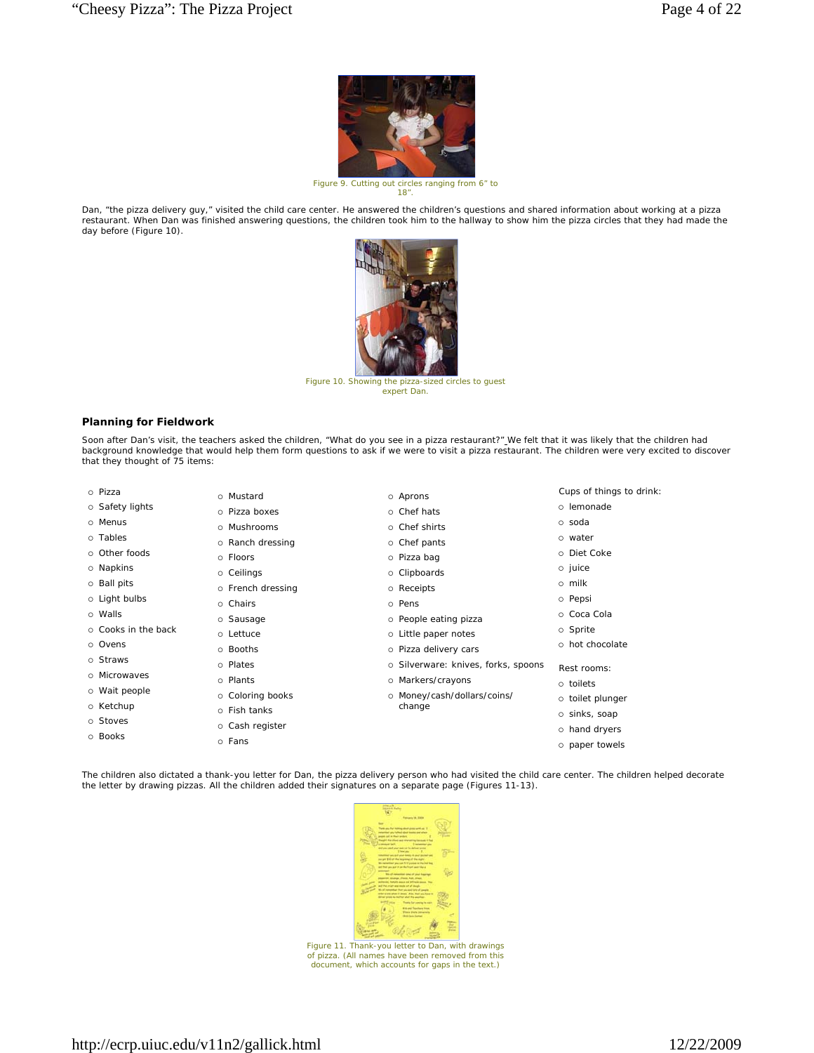Figure 9. Cutting out circles ranging from 6" to 18".

Dan, "the pizza delivery guy," visited the child care center. He answered the children's questions and shared information about working at a pizza restaurant. When Dan was finished answering questions, the children took him to the hallway to show him the pizza circles that they had made the day before (Figure 10).

Figure 10. Showing the pizza-sized circles to guest expert Dan.

**Planning for Fieldwork**

Soon after Dan's visit, the teachers asked the children, "What do you see in a pizza restaurant?" We felt that it was likely that the children had background knowledge that would help them form questions to ask if we were to visit a pizza restaurant. The children were very excited to discover that they thought of 75 items:

- Pizza
- Safety lights
- Menus
- Tables
- Other foods
- Napkins
- Ball pits
- Light bulbs
- Walls
- Cooks in the back
- Ovens
- Straws
- Microwaves
- Wait people
- Ketchup
- Stoves
- Books

- Mustard
- Pizza boxes
- Mushrooms
- Ranch dressing
- Floors
- Ceilings
- French dressing
- Chairs
- Sausage
- Lettuce
- Booths
- Plates
- Plants
- Coloring books
- Fish tanks
- Cash register
- Fans

- Aprons
- Chef hats
- Chef shirts
- Chef pants
- Pizza bag
- Clipboards
- Receipts
- Pens
- People eating pizza
- Little paper notes
- Pizza delivery cars
- Silverware: knives, forks, spoons
- Markers/crayons
- Money/cash/dollars/coins/change

Cups of things to drink:

- lemonade
- soda
- water
- Diet Coke
- juice
- milk
- Pepsi
- Coca Cola
- Sprite
- hot chocolate

Rest rooms:

- toilets
- toilet plunger
- sinks, soap
- hand dryers
- paper towels

The children also dictated a thank-you letter for Dan, the pizza delivery person who had visited the child care center. The children helped decorate the letter by drawing pizzas. All the children added their signatures on a separate page (Figures 11-13).

Figure 11. Thank-you letter to Dan, with drawings of pizza. (All names have been removed from this document, which accounts for gaps in the text.)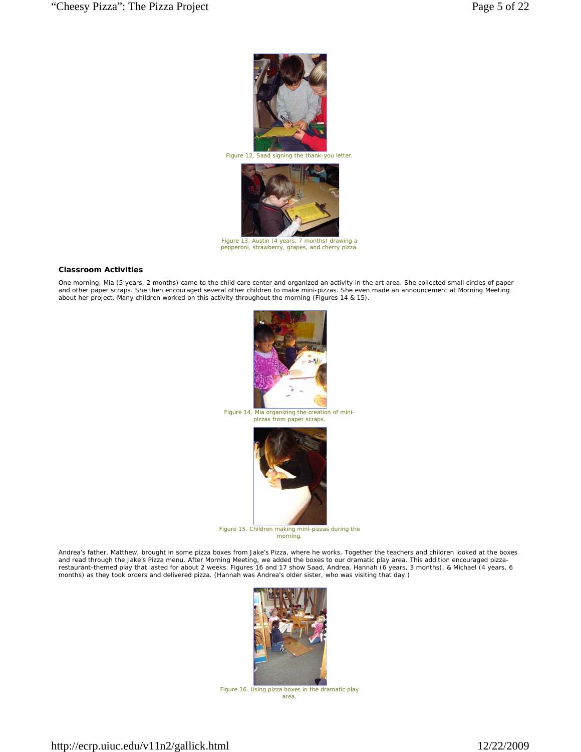Figure 12. Saad signing the thank-you letter.

Figure 13. Austin (4 years, 7 months) drawing a pepperoni, strawberry, grapes, and cherry pizza.

### Classroom Activities

One morning, Mia (5 years, 2 months) came to the child care center and organized an activity in the art area. She collected small circles of paper and other paper scraps. She then encouraged several other children to make mini-pizzas. She even made an announcement at Morning Meeting about her project. Many children worked on this activity throughout the morning (Figures 14 & 15).

Figure 14. Mia organizing the creation of mini-pizzas from paper scraps.

Figure 15. Children making mini-pizzas during the morning.

Andrea's father, Matthew, brought in some pizza boxes from Jake's Pizza, where he works. Together the teachers and children looked at the boxes and read through the Jake's Pizza menu. After Morning Meeting, we added the boxes to our dramatic play area. This addition encouraged pizza-restaurant-themed play that lasted for about 2 weeks. Figures 16 and 17 show Saad, Andrea, Hannah (6 years, 3 months), & Michael (4 years, 6 months) as they took orders and delivered pizza. (Hannah was Andrea's older sister, who was visiting that day.)

Figure 16. Using pizza boxes in the dramatic play area.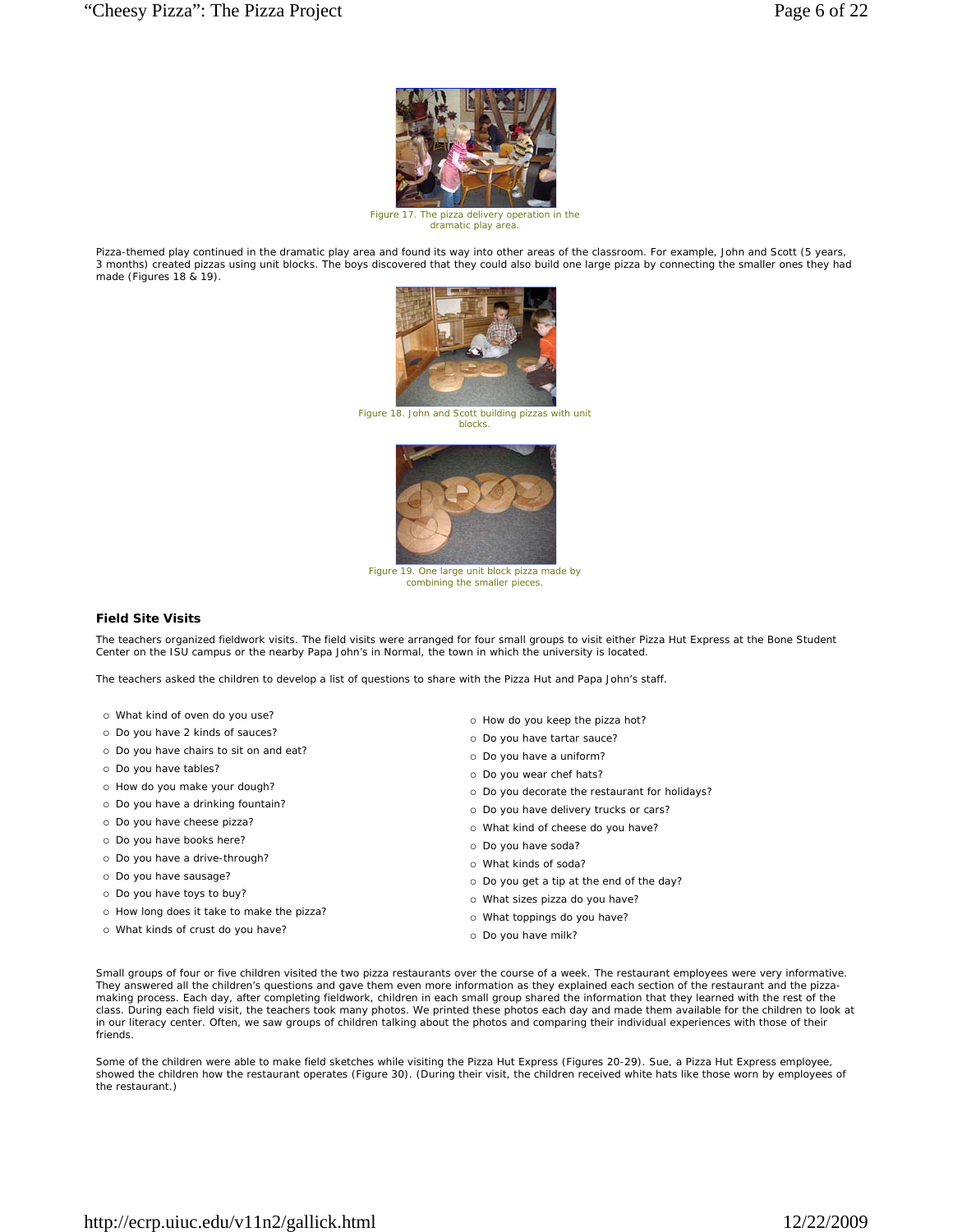Figure 17. The pizza delivery operation in the dramatic play area.

Pizza-themed play continued in the dramatic play area and found its way into other areas of the classroom. For example, John and Scott (5 years, 3 months) created pizzas using unit blocks. The boys discovered that they could also build one large pizza by connecting the smaller ones they had made (Figures 18 & 19).

Figure 18. John and Scott building pizzas with unit blocks.

Figure 19. One large unit block pizza made by combining the smaller pieces.

### Field Site Visits

The teachers organized fieldwork visits. The field visits were arranged for four small groups to visit either Pizza Hut Express at the Bone Student Center on the ISU campus or the nearby Papa John's in Normal, the town in which the university is located.

The teachers asked the children to develop a list of questions to share with the Pizza Hut and Papa John's staff.

- What kind of oven do you use?
- Do you have 2 kinds of sauces?
- Do you have chairs to sit on and eat?
- Do you have tables?
- How do you make your dough?
- Do you have a drinking fountain?
- Do you have cheese pizza?
- Do you have books here?
- Do you have a drive-through?
- Do you have sausage?
- Do you have toys to buy?
- How long does it take to make the pizza?
- What kinds of crust do you have?
- How do you keep the pizza hot?
- Do you have tartar sauce?
- Do you have a uniform?
- Do you wear chef hats?
- Do you decorate the restaurant for holidays?
- Do you have delivery trucks or cars?
- What kind of cheese do you have?
- Do you have soda?
- What kinds of soda?
- Do you get a tip at the end of the day?
- What sizes pizza do you have?
- What toppings do you have?
- Do you have milk?

Small groups of four or five children visited the two pizza restaurants over the course of a week. The restaurant employees were very informative. They answered all the children's questions and gave them even more information as they explained each section of the restaurant and the pizza-making process. Each day, after completing fieldwork, children in each small group shared the information that they learned with the rest of the class. During each field visit, the teachers took many photos. We printed these photos each day and made them available for the children to look at in our literacy center. Often, we saw groups of children talking about the photos and comparing their individual experiences with those of their friends.

Some of the children were able to make field sketches while visiting the Pizza Hut Express (Figures 20-29). Sue, a Pizza Hut Express employee, showed the children how the restaurant operates (Figure 30). (During their visit, the children received white hats like those worn by employees of the restaurant.)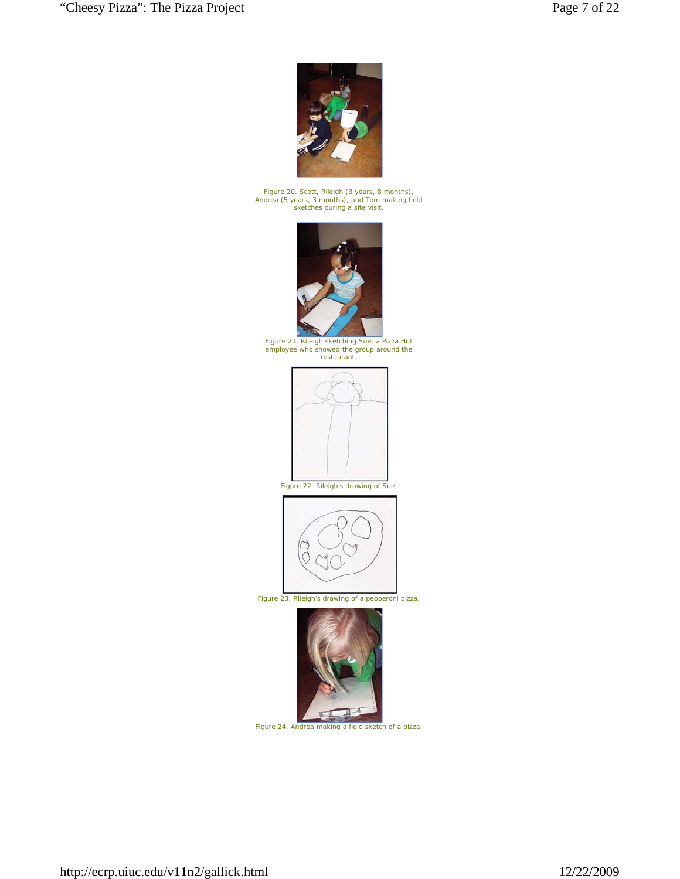Figure 20. Scott, Rileigh (3 years, 8 months), Andrea (5 years, 3 months), and Tom making field sketches during a site visit.

Figure 21. Rileigh sketching Sue, a Pizza Hut employee who showed the group around the restaurant.

Figure 22. Rileigh's drawing of Sue.

Figure 23. Rileigh's drawing of a pepperoni pizza.

Figure 24. Andrea making a field sketch of a pizza.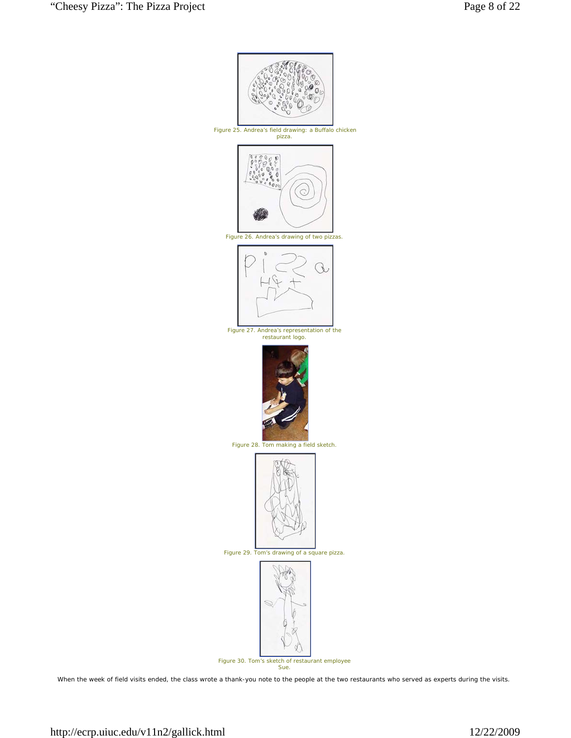Figure 25. Andrea's field drawing: a Buffalo chicken pizza.

Figure 26. Andrea's drawing of two pizzas.

Figure 27. Andrea's representation of the restaurant logo.

Figure 28. Tom making a field sketch.

Figure 29. Tom's drawing of a square pizza.

Figure 30. Tom's sketch of restaurant employee Sue.

When the week of field visits ended, the class wrote a thank-you note to the people at the two restaurants who served as experts during the visits.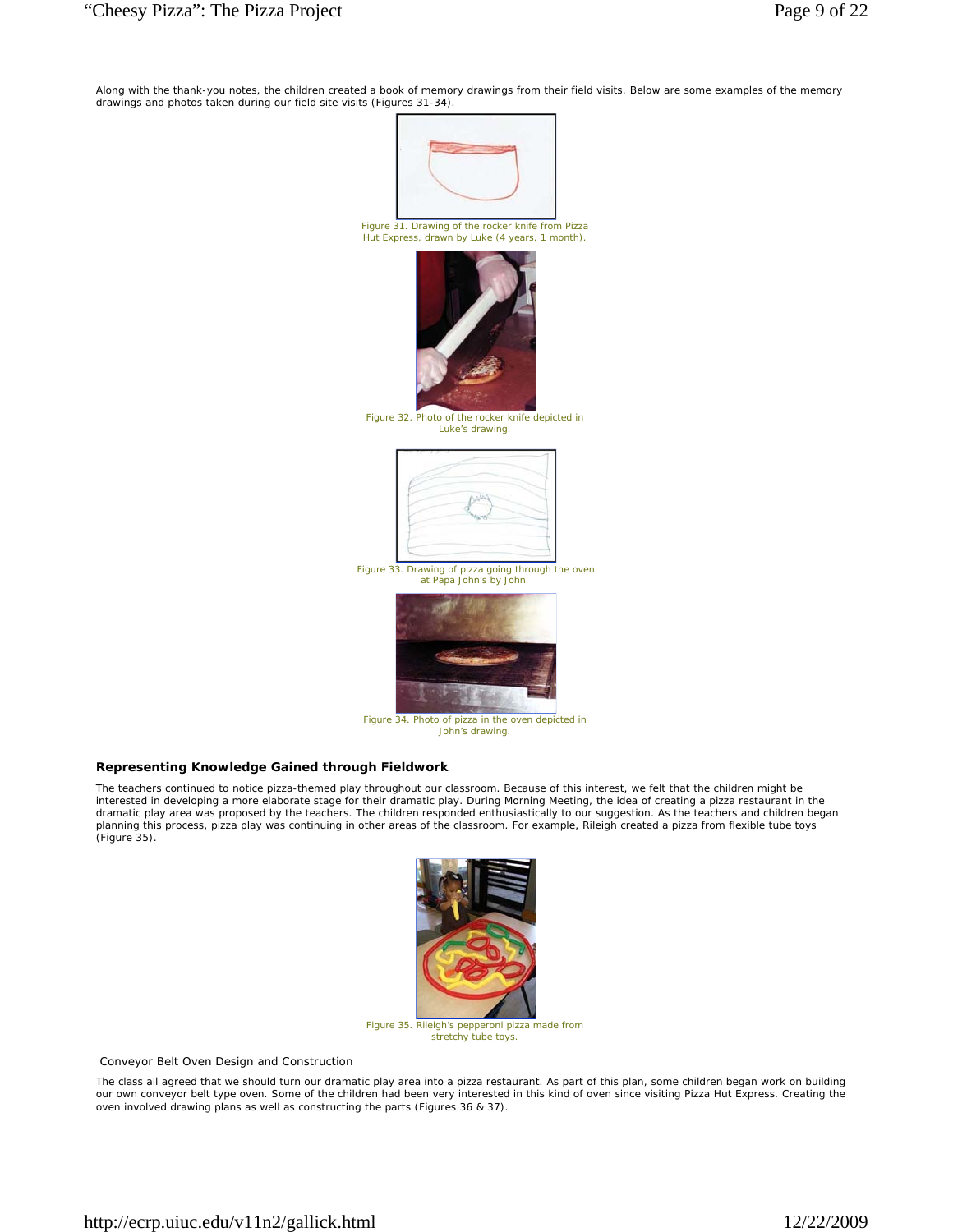Along with the thank-you notes, the children created a book of memory drawings from their field visits. Below are some examples of the memory drawings and photos taken during our field site visits (Figures 31-34).

Figure 31. Drawing of the rocker knife from Pizza Hut Express, drawn by Luke (4 years, 1 month).

Figure 32. Photo of the rocker knife depicted in Luke's drawing.

Figure 33. Drawing of pizza going through the oven at Papa John's by John.

Figure 34. Photo of pizza in the oven depicted in John's drawing.

### Representing Knowledge Gained through Fieldwork

The teachers continued to notice pizza-themed play throughout our classroom. Because of this interest, we felt that the children might be interested in developing a more elaborate stage for their dramatic play. During Morning Meeting, the idea of creating a pizza restaurant in the dramatic play area was proposed by the teachers. The children responded enthusiastically to our suggestion. As the teachers and children began planning this process, pizza play was continuing in other areas of the classroom. For example, Rileigh created a pizza from flexible tube toys (Figure 35).

Figure 35. Rileigh's pepperoni pizza made from stretchy tube toys.

#### Conveyor Belt Oven Design and Construction

The class all agreed that we should turn our dramatic play area into a pizza restaurant. As part of this plan, some children began work on building our own conveyor belt type oven. Some of the children had been very interested in this kind of oven since visiting Pizza Hut Express. Creating the oven involved drawing plans as well as constructing the parts (Figures 36 & 37).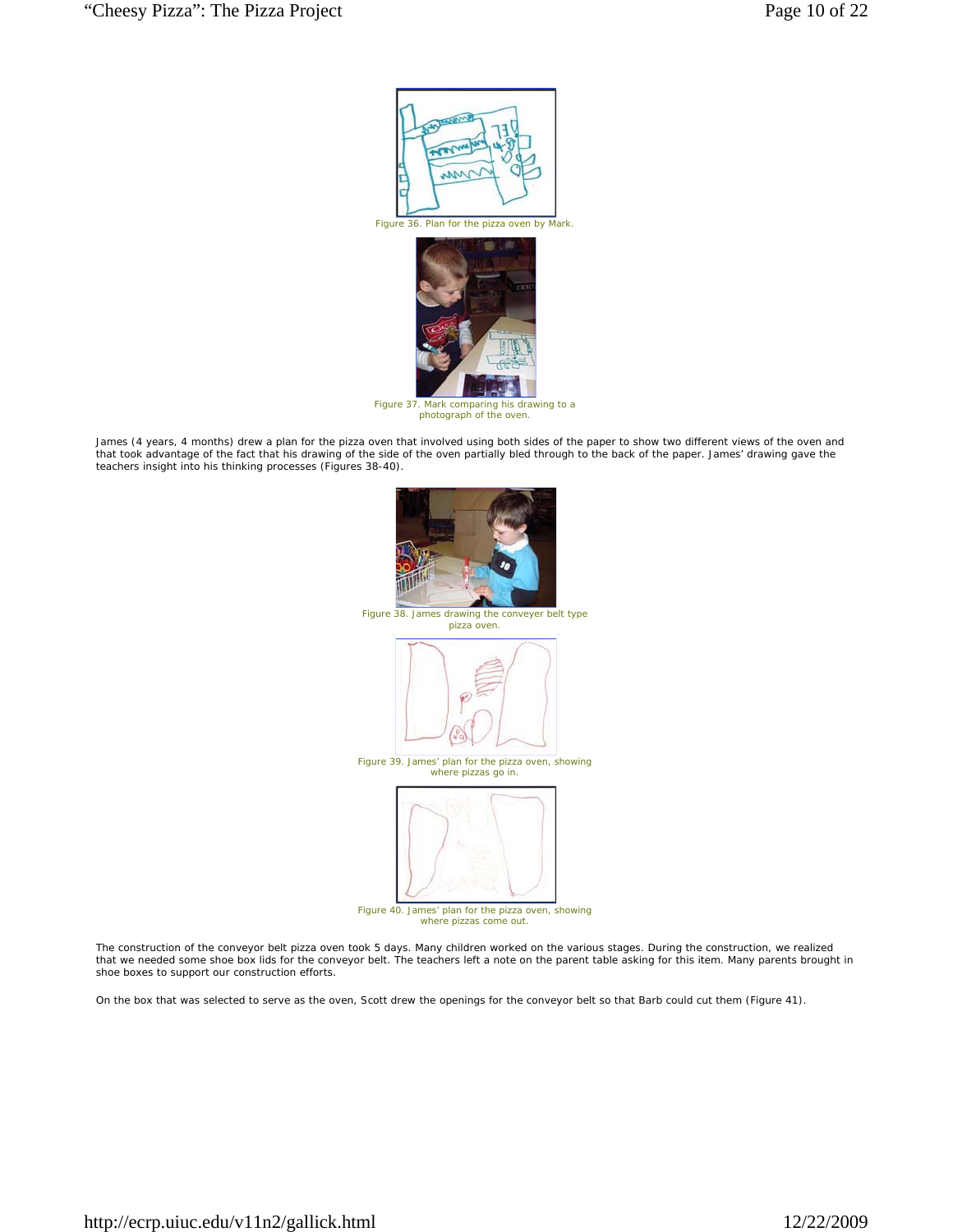Figure 36. Plan for the pizza oven by Mark.

Figure 37. Mark comparing his drawing to a photograph of the oven.

James (4 years, 4 months) drew a plan for the pizza oven that involved using both sides of the paper to show two different views of the oven and that took advantage of the fact that his drawing of the side of the oven partially bled through to the back of the paper. James' drawing gave the teachers insight into his thinking processes (Figures 38-40).

Figure 38. James drawing the conveyer belt type pizza oven.

Figure 39. James' plan for the pizza oven, showing where pizzas go in.

Figure 40. James' plan for the pizza oven, showing where pizzas come out.

The construction of the conveyor belt pizza oven took 5 days. Many children worked on the various stages. During the construction, we realized that we needed some shoe box lids for the conveyor belt. The teachers left a note on the parent table asking for this item. Many parents brought in shoe boxes to support our construction efforts.

On the box that was selected to serve as the oven, Scott drew the openings for the conveyor belt so that Barb could cut them (Figure 41).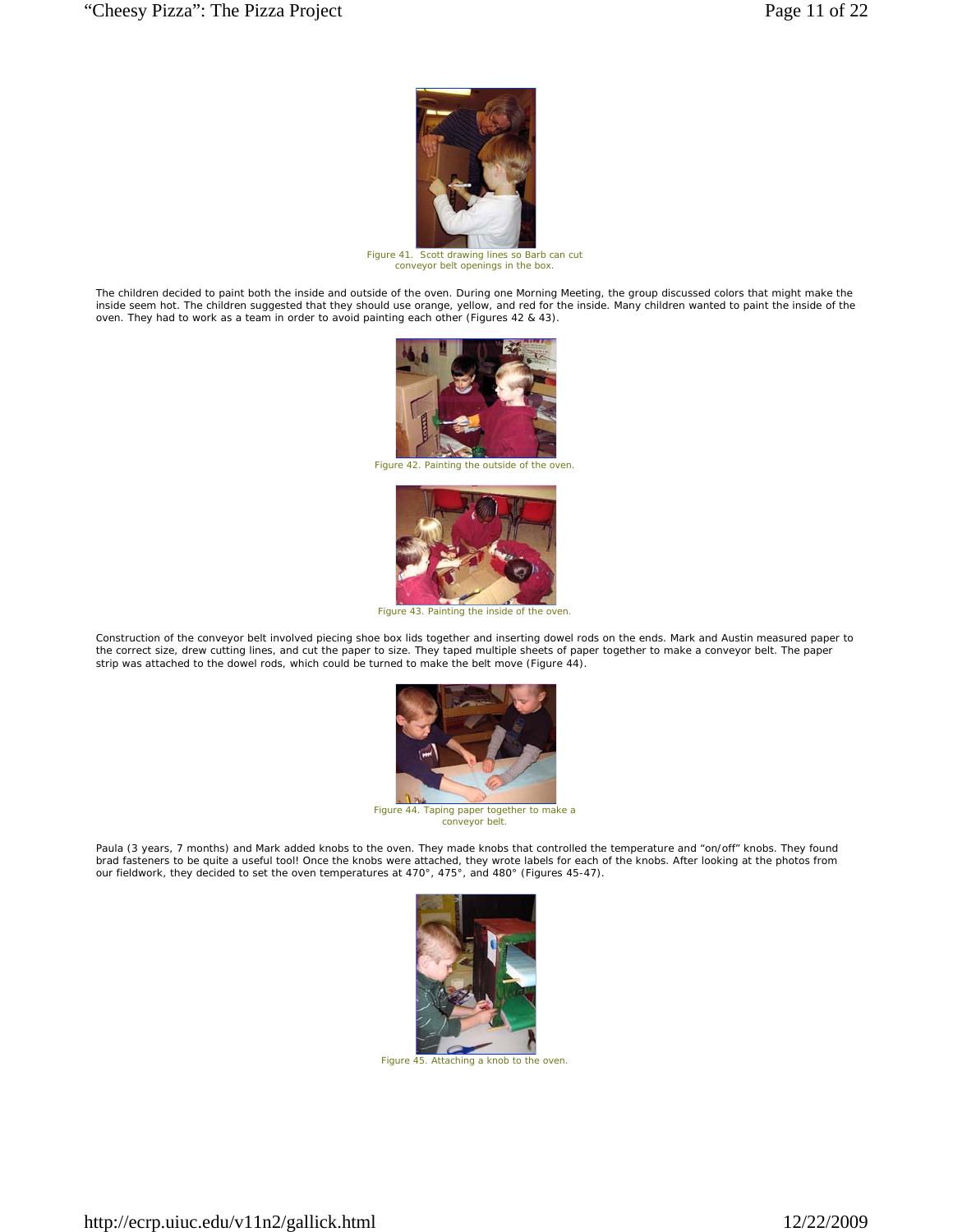Figure 41. Scott drawing lines so Barb can cut conveyor belt openings in the box.

The children decided to paint both the inside and outside of the oven. During one Morning Meeting, the group discussed colors that might make the inside seem hot. The children suggested that they should use orange, yellow, and red for the inside. Many children wanted to paint the inside of the oven. They had to work as a team in order to avoid painting each other (Figures 42 & 43).

Figure 42. Painting the outside of the oven.

Figure 43. Painting the inside of the oven.

Construction of the conveyor belt involved piecing shoe box lids together and inserting dowel rods on the ends. Mark and Austin measured paper to the correct size, drew cutting lines, and cut the paper to size. They taped multiple sheets of paper together to make a conveyor belt. The paper strip was attached to the dowel rods, which could be turned to make the belt move (Figure 44).

Figure 44. Taping paper together to make a conveyor belt.

Paula (3 years, 7 months) and Mark added knobs to the oven. They made knobs that controlled the temperature and "on/off" knobs. They found brad fasteners to be quite a useful tool! Once the knobs were attached, they wrote labels for each of the knobs. After looking at the photos from our fieldwork, they decided to set the oven temperatures at 470°, 475°, and 480° (Figures 45-47).

Figure 45. Attaching a knob to the oven.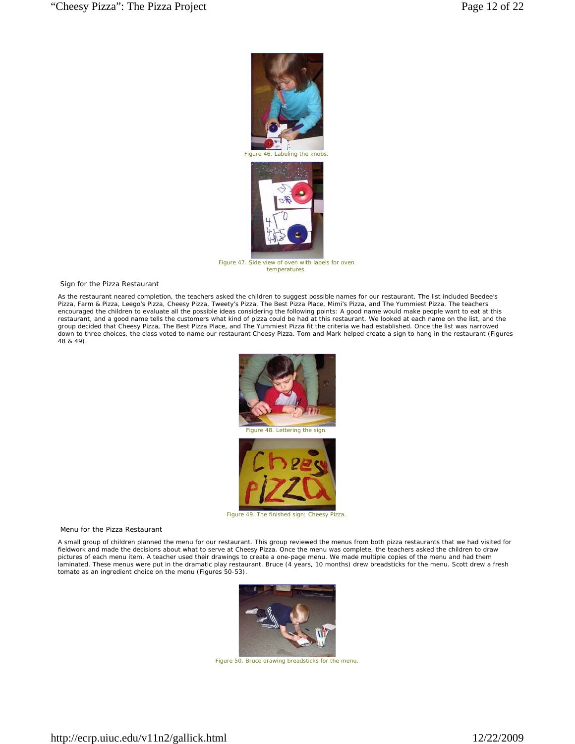Figure 46. Labeling the knobs.

Figure 47. Side view of oven with labels for oven temperatures.

### Sign for the Pizza Restaurant

As the restaurant neared completion, the teachers asked the children to suggest possible names for our restaurant. The list included Beedee's Pizza, Farm & Pizza, Leego's Pizza, Cheesy Pizza, Tweety's Pizza, The Best Pizza Place, Mimi's Pizza, and The Yummiest Pizza. The teachers encouraged the children to evaluate all the possible ideas considering the following points: A good name would make people want to eat at this restaurant, and a good name tells the customers what kind of pizza could be had at this restaurant. We looked at each name on the list, and the group decided that Cheesy Pizza, The Best Pizza Place, and The Yummiest Pizza fit the criteria we had established. Once the list was narrowed down to three choices, the class voted to name our restaurant Cheesy Pizza. Tom and Mark helped create a sign to hang in the restaurant (Figures 48 & 49).

Figure 48. Lettering the sign.

Figure 49. The finished sign: Cheesy Pizza.

### Menu for the Pizza Restaurant

A small group of children planned the menu for our restaurant. This group reviewed the menus from both pizza restaurants that we had visited for fieldwork and made the decisions about what to serve at Cheesy Pizza. Once the menu was complete, the teachers asked the children to draw pictures of each menu item. A teacher used their drawings to create a one-page menu. We made multiple copies of the menu and had them laminated. These menus were put in the dramatic play restaurant. Bruce (4 years, 10 months) drew breadsticks for the menu. Scott drew a fresh tomato as an ingredient choice on the menu (Figures 50-53).

Figure 50. Bruce drawing breadsticks for the menu.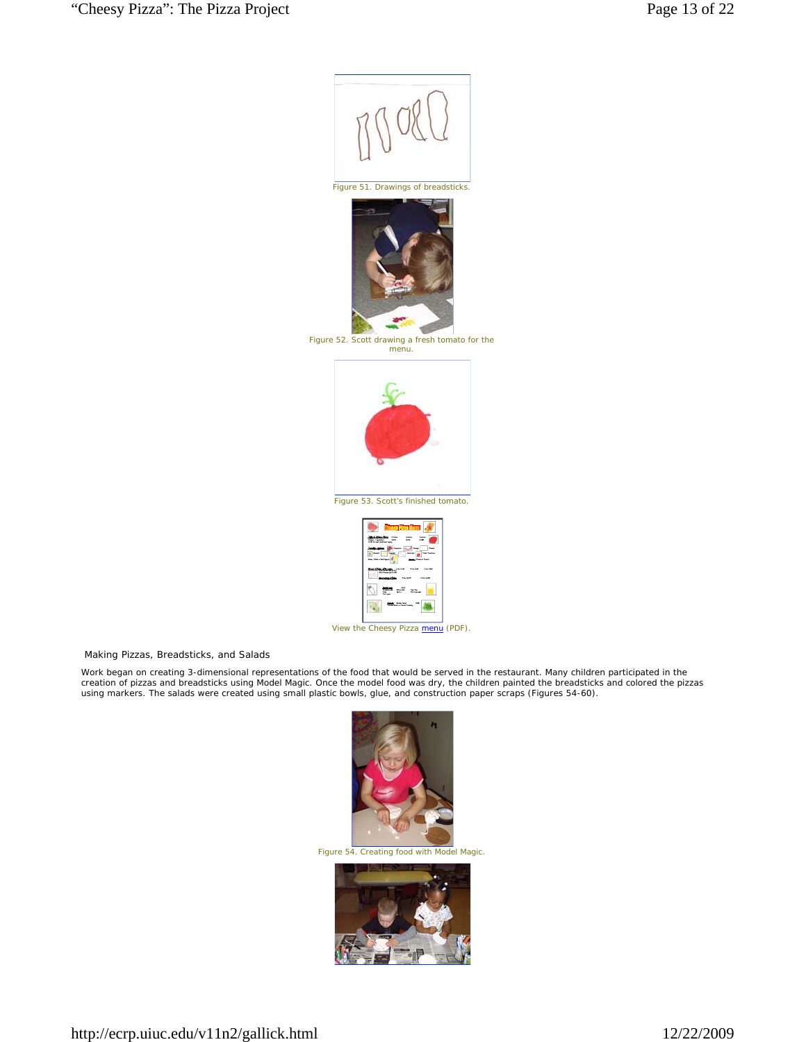Figure 51. Drawings of breadsticks.

Figure 52. Scott drawing a fresh tomato for the menu.

Figure 53. Scott's finished tomato.

View the Cheesy Pizza menu (PDF).

### Making Pizzas, Breadsticks, and Salads

Work began on creating 3-dimensional representations of the food that would be served in the restaurant. Many children participated in the creation of pizzas and breadsticks using Model Magic. Once the model food was dry, the children painted the breadsticks and colored the pizzas using markers. The salads were created using small plastic bowls, glue, and construction paper scraps (Figures 54-60).

Figure 54. Creating food with Model Magic.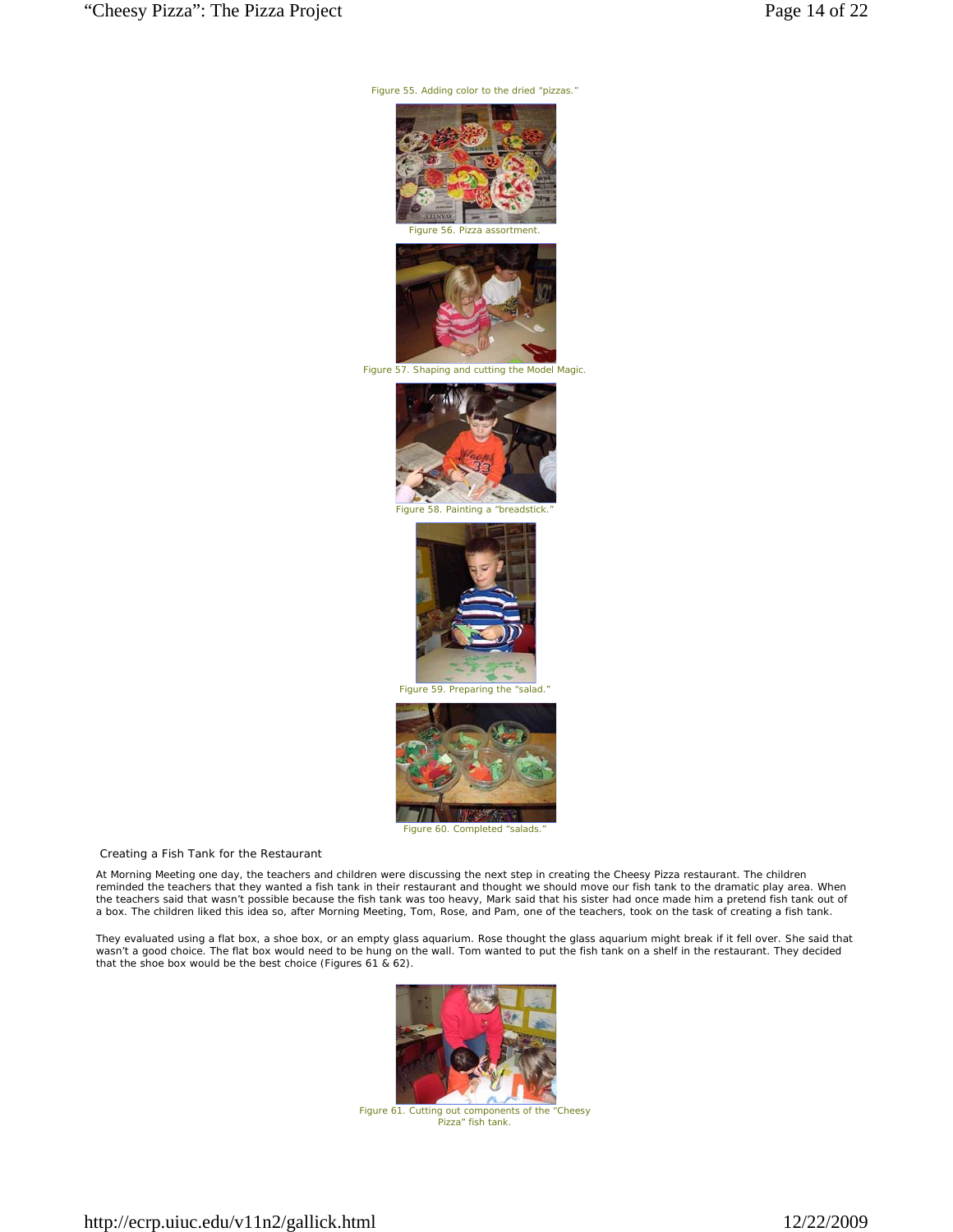Figure 55. Adding color to the dried "pizzas."

Figure 56. Pizza assortment.

Figure 57. Shaping and cutting the Model Magic.

Figure 58. Painting a "breadstick."

Figure 59. Preparing the "salad."

Figure 60. Completed "salads."

### Creating a Fish Tank for the Restaurant

At Morning Meeting one day, the teachers and children were discussing the next step in creating the Cheesy Pizza restaurant. The children reminded the teachers that they wanted a fish tank in their restaurant and thought we should move our fish tank to the dramatic play area. When the teachers said that wasn't possible because the fish tank was too heavy, Mark said that his sister had once made him a pretend fish tank out of a box. The children liked this idea so, after Morning Meeting, Tom, Rose, and Pam, one of the teachers, took on the task of creating a fish tank.

They evaluated using a flat box, a shoe box, or an empty glass aquarium. Rose thought the glass aquarium might break if it fell over. She said that wasn't a good choice. The flat box would need to be hung on the wall. Tom wanted to put the fish tank on a shelf in the restaurant. They decided that the shoe box would be the best choice (Figures 61 & 62).

Figure 61. Cutting out components of the "Cheesy Pizza" fish tank.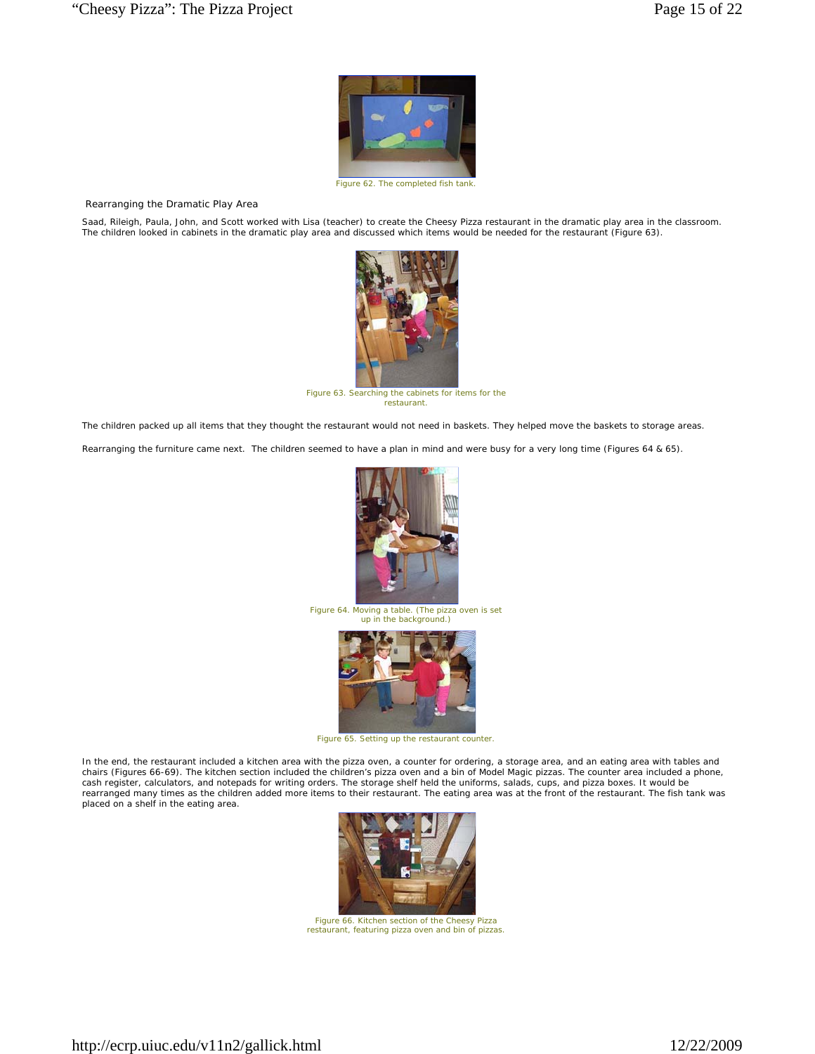Figure 62. The completed fish tank.

### Rearranging the Dramatic Play Area

Saad, Rileigh, Paula, John, and Scott worked with Lisa (teacher) to create the Cheesy Pizza restaurant in the dramatic play area in the classroom. The children looked in cabinets in the dramatic play area and discussed which items would be needed for the restaurant (Figure 63).

Figure 63. Searching the cabinets for items for the restaurant.

The children packed up all items that they thought the restaurant would not need in baskets. They helped move the baskets to storage areas.

Rearranging the furniture came next. The children seemed to have a plan in mind and were busy for a very long time (Figures 64 & 65).

Figure 64. Moving a table. (The pizza oven is set up in the background.)

Figure 65. Setting up the restaurant counter.

In the end, the restaurant included a kitchen area with the pizza oven, a counter for ordering, a storage area, and an eating area with tables and chairs (Figures 66-69). The kitchen section included the children's pizza oven and a bin of Model Magic pizzas. The counter area included a phone, cash register, calculators, and notepads for writing orders. The storage shelf held the uniforms, salads, cups, and pizza boxes. It would be rearranged many times as the children added more items to their restaurant. The eating area was at the front of the restaurant. The fish tank was placed on a shelf in the eating area.

Figure 66. Kitchen section of the Cheesy Pizza restaurant, featuring pizza oven and bin of pizzas.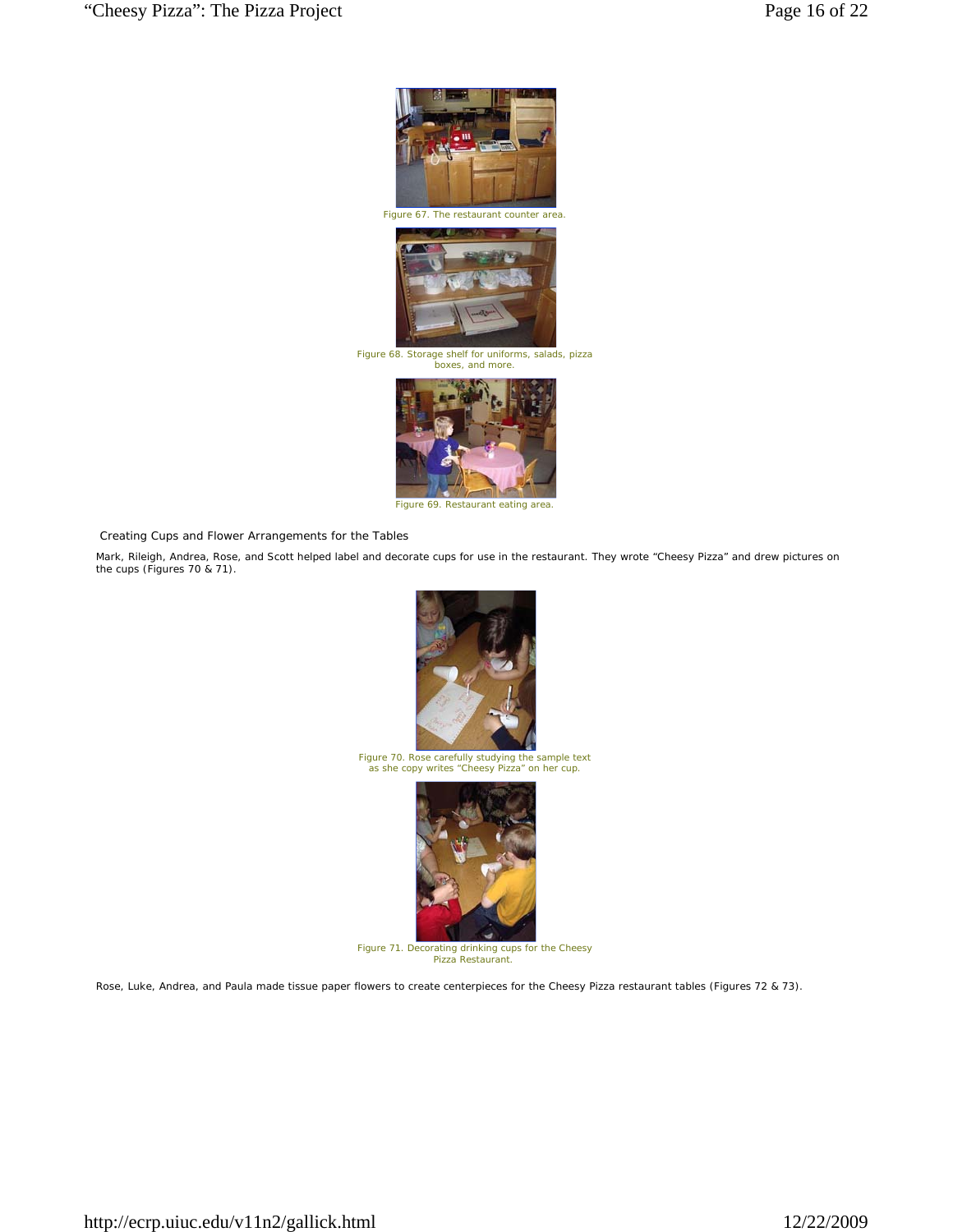Figure 67. The restaurant counter area.

Figure 68. Storage shelf for uniforms, salads, pizza boxes, and more.

Figure 69. Restaurant eating area.

### Creating Cups and Flower Arrangements for the Tables

Mark, Rileigh, Andrea, Rose, and Scott helped label and decorate cups for use in the restaurant. They wrote "Cheesy Pizza" and drew pictures on the cups (Figures 70 & 71).

Figure 70. Rose carefully studying the sample text as she copy writes "Cheesy Pizza" on her cup.

Figure 71. Decorating drinking cups for the Cheesy Pizza Restaurant.

Rose, Luke, Andrea, and Paula made tissue paper flowers to create centerpieces for the Cheesy Pizza restaurant tables (Figures 72 & 73).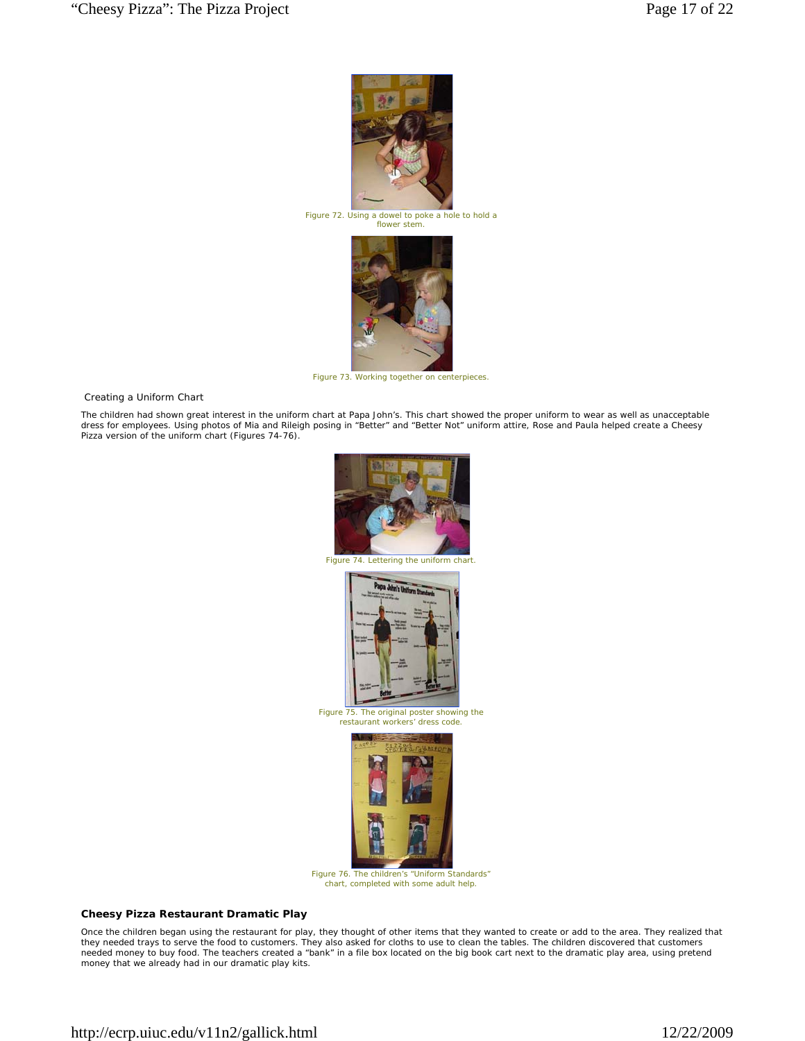Figure 72. Using a dowel to poke a hole to hold a flower stem.

Figure 73. Working together on centerpieces.

Creating a Uniform Chart

The children had shown great interest in the uniform chart at Papa John's. This chart showed the proper uniform to wear as well as unacceptable dress for employees. Using photos of Mia and Rileigh posing in "Better" and "Better Not" uniform attire, Rose and Paula helped create a Cheesy Pizza version of the uniform chart (Figures 74-76).

Figure 74. Lettering the uniform chart.

Figure 75. The original poster showing the restaurant workers' dress code.

Figure 76. The children's "Uniform Standards" chart, completed with some adult help.

### Cheesy Pizza Restaurant Dramatic Play

Once the children began using the restaurant for play, they thought of other items that they wanted to create or add to the area. They realized that they needed trays to serve the food to customers. They also asked for cloths to use to clean the tables. The children discovered that customers needed money to buy food. The teachers created a "bank" in a file box located on the big book cart next to the dramatic play area, using pretend money that we already had in our dramatic play kits.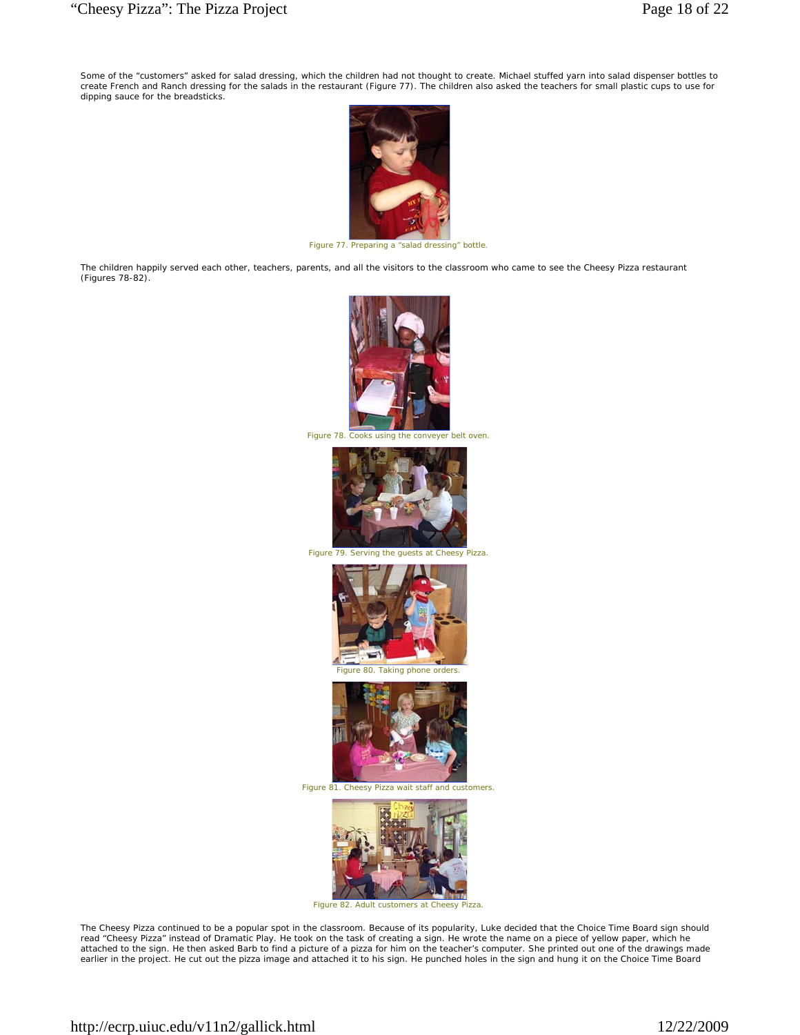Some of the "customers" asked for salad dressing, which the children had not thought to create. Michael stuffed yarn into salad dispenser bottles to create French and Ranch dressing for the salads in the restaurant (Figure 77). The children also asked the teachers for small plastic cups to use for dipping sauce for the breadsticks.

Figure 77. Preparing a "salad dressing" bottle.

The children happily served each other, teachers, parents, and all the visitors to the classroom who came to see the Cheesy Pizza restaurant (Figures 78-82).

Figure 78. Cooks using the conveyer belt oven.

Figure 79. Serving the guests at Cheesy Pizza.

Figure 80. Taking phone orders.

Figure 81. Cheesy Pizza wait staff and customers.

Figure 82. Adult customers at Cheesy Pizza.

The Cheesy Pizza continued to be a popular spot in the classroom. Because of its popularity, Luke decided that the Choice Time Board sign should read "Cheesy Pizza" instead of Dramatic Play. He took on the task of creating a sign. He wrote the name on a piece of yellow paper, which he attached to the sign. He then asked Barb to find a picture of a pizza for him on the teacher's computer. She printed out one of the drawings made earlier in the project. He cut out the pizza image and attached it to his sign. He punched holes in the sign and hung it on the Choice Time Board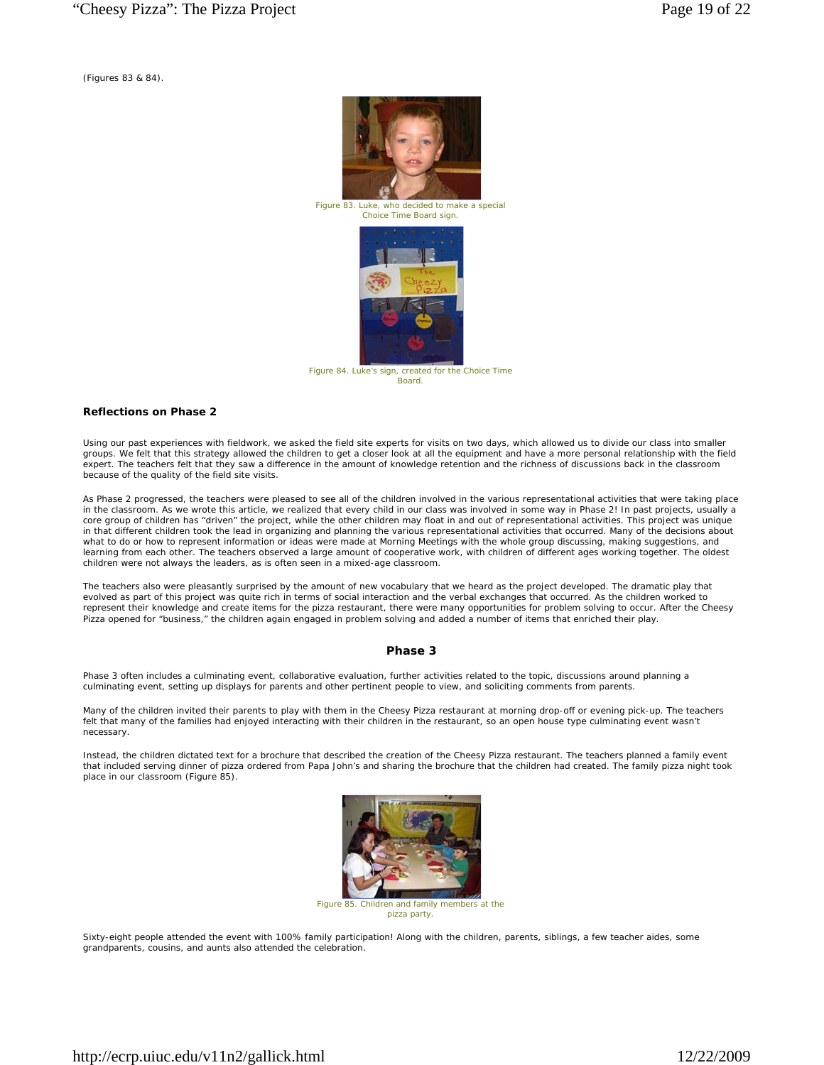(Figures 83 & 84).

Figure 83. Luke, who decided to make a special Choice Time Board sign.

Figure 84. Luke's sign, created for the Choice Time Board.

### Reflections on Phase 2

Using our past experiences with fieldwork, we asked the field site experts for visits on two days, which allowed us to divide our class into smaller groups. We felt that this strategy allowed the children to get a closer look at all the equipment and have a more personal relationship with the field expert. The teachers felt that they saw a difference in the amount of knowledge retention and the richness of discussions back in the classroom because of the quality of the field site visits.

As Phase 2 progressed, the teachers were pleased to see all of the children involved in the various representational activities that were taking place in the classroom. As we wrote this article, we realized that every child in our class was involved in some way in Phase 2! In past projects, usually a core group of children has "driven" the project, while the other children may float in and out of representational activities. This project was unique in that different children took the lead in organizing and planning the various representational activities that occurred. Many of the decisions about what to do or how to represent information or ideas were made at Morning Meetings with the whole group discussing, making suggestions, and learning from each other. The teachers observed a large amount of cooperative work, with children of different ages working together. The oldest children were not always the leaders, as is often seen in a mixed-age classroom.

The teachers also were pleasantly surprised by the amount of new vocabulary that we heard as the project developed. The dramatic play that evolved as part of this project was quite rich in terms of social interaction and the verbal exchanges that occurred. As the children worked to represent their knowledge and create items for the pizza restaurant, there were many opportunities for problem solving to occur. After the Cheesy Pizza opened for "business," the children again engaged in problem solving and added a number of items that enriched their play.

## Phase 3

Phase 3 often includes a culminating event, collaborative evaluation, further activities related to the topic, discussions around planning a culminating event, setting up displays for parents and other pertinent people to view, and soliciting comments from parents.

Many of the children invited their parents to play with them in the Cheesy Pizza restaurant at morning drop-off or evening pick-up. The teachers felt that many of the families had enjoyed interacting with their children in the restaurant, so an open house type culminating event wasn't necessary.

Instead, the children dictated text for a brochure that described the creation of the Cheesy Pizza restaurant. The teachers planned a family event that included serving dinner of pizza ordered from Papa John's and sharing the brochure that the children had created. The family pizza night took place in our classroom (Figure 85).

Figure 85. Children and family members at the pizza party.

Sixty-eight people attended the event with 100% family participation! Along with the children, parents, siblings, a few teacher aides, some grandparents, cousins, and aunts also attended the celebration.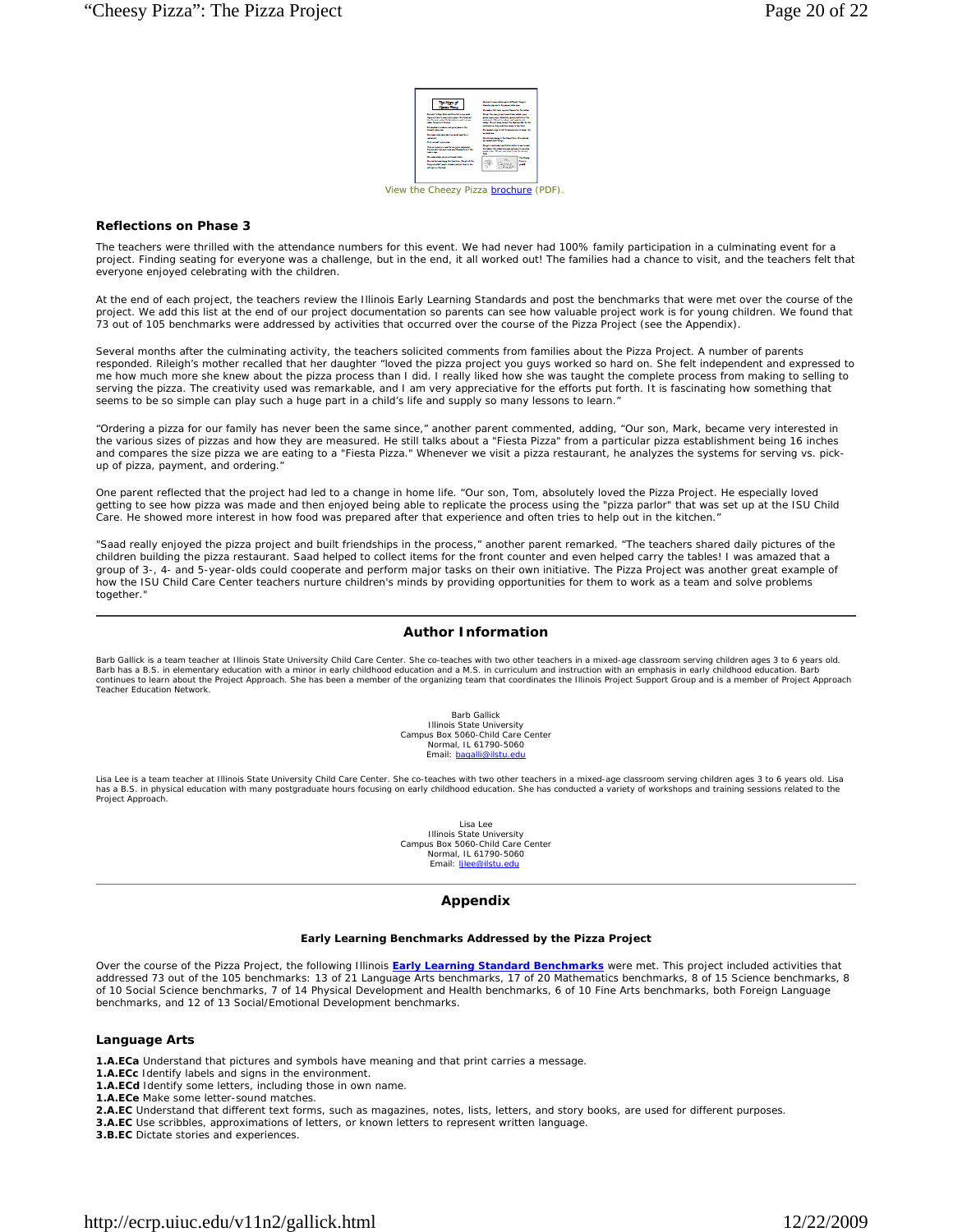View the Cheezy Pizza brochure (PDF).

### Reflections on Phase 3

The teachers were thrilled with the attendance numbers for this event. We had never had 100% family participation in a culminating event for a project. Finding seating for everyone was a challenge, but in the end, it all worked out! The families had a chance to visit, and the teachers felt that everyone enjoyed celebrating with the children.

At the end of each project, the teachers review the Illinois Early Learning Standards and post the benchmarks that were met over the course of the project. We add this list at the end of our project documentation so parents can see how valuable project work is for young children. We found that 73 out of 105 benchmarks were addressed by activities that occurred over the course of the Pizza Project (see the Appendix).

Several months after the culminating activity, the teachers solicited comments from families about the Pizza Project. A number of parents responded. Rileigh's mother recalled that her daughter "loved the pizza project you guys worked so hard on. She felt independent and expressed to me how much more she knew about the pizza process than I did. I really liked how she was taught the complete process from making to selling to serving the pizza. The creativity used was remarkable, and I am very appreciative for the efforts put forth. It is fascinating how something that seems to be so simple can play such a huge part in a child's life and supply so many lessons to learn."

"Ordering a pizza for our family has never been the same since," another parent commented, adding, "Our son, Mark, became very interested in the various sizes of pizzas and how they are measured. He still talks about a "Fiesta Pizza" from a particular pizza establishment being 16 inches and compares the size pizza we are eating to a "Fiesta Pizza." Whenever we visit a pizza restaurant, he analyzes the systems for serving vs. pick-up of pizza, payment, and ordering."

One parent reflected that the project had led to a change in home life. "Our son, Tom, absolutely loved the Pizza Project. He especially loved getting to see how pizza was made and then enjoyed being able to replicate the process using the "pizza parlor" that was set up at the ISU Child Care. He showed more interest in how food was prepared after that experience and often tries to help out in the kitchen."

"Saad really enjoyed the pizza project and built friendships in the process," another parent remarked. "The teachers shared daily pictures of the children building the pizza restaurant. Saad helped to collect items for the front counter and even helped carry the tables! I was amazed that a group of 3-, 4- and 5-year-olds could cooperate and perform major tasks on their own initiative. The Pizza Project was another great example of how the ISU Child Care Center teachers nurture children's minds by providing opportunities for them to work as a team and solve problems together."

---

## Author Information

Barb Gallick is a team teacher at Illinois State University Child Care Center. She co-teaches with two other teachers in a mixed-age classroom serving children ages 3 to 6 years old. Barb has a B.S. in elementary education with a minor in early childhood education and a M.S. in curriculum and instruction with an emphasis in early childhood education. Barb continues to learn about the Project Approach. She has been a member of the organizing team that coordinates the Illinois Project Support Group and is a member of Project Approach Teacher Education Network.

Barb Gallick
Illinois State University
Campus Box 5060-Child Care Center
Normal, IL 61790-5060
Email: bagalli@ilstu.edu

Lisa Lee is a team teacher at Illinois State University Child Care Center. She co-teaches with two other teachers in a mixed-age classroom serving children ages 3 to 6 years old. Lisa has a B.S. in physical education with many postgraduate hours focusing on early childhood education. She has conducted a variety of workshops and training sessions related to the Project Approach.

Lisa Lee
Illinois State University
Campus Box 5060-Child Care Center
Normal, IL 61790-5060
Email: ljlee@ilstu.edu

---

## Appendix

#### Early Learning Benchmarks Addressed by the Pizza Project

Over the course of the Pizza Project, the following Illinois **Early Learning Standard Benchmarks** were met. This project included activities that addressed 73 out of the 105 benchmarks: 13 of 21 Language Arts benchmarks, 17 of 20 Mathematics benchmarks, 8 of 15 Science benchmarks, 8 of 10 Social Science benchmarks, 7 of 14 Physical Development and Health benchmarks, 6 of 10 Fine Arts benchmarks, both Foreign Language benchmarks, and 12 of 13 Social/Emotional Development benchmarks.

### Language Arts

**1.A.ECa** Understand that pictures and symbols have meaning and that print carries a message.
**1.A.ECc** Identify labels and signs in the environment.
**1.A.ECd** Identify some letters, including those in own name.
**1.A.ECe** Make some letter-sound matches.
**2.A.EC** Understand that different text forms, such as magazines, notes, lists, letters, and story books, are used for different purposes.
**3.A.EC** Use scribbles, approximations of letters, or known letters to represent written language.
**3.B.EC** Dictate stories and experiences.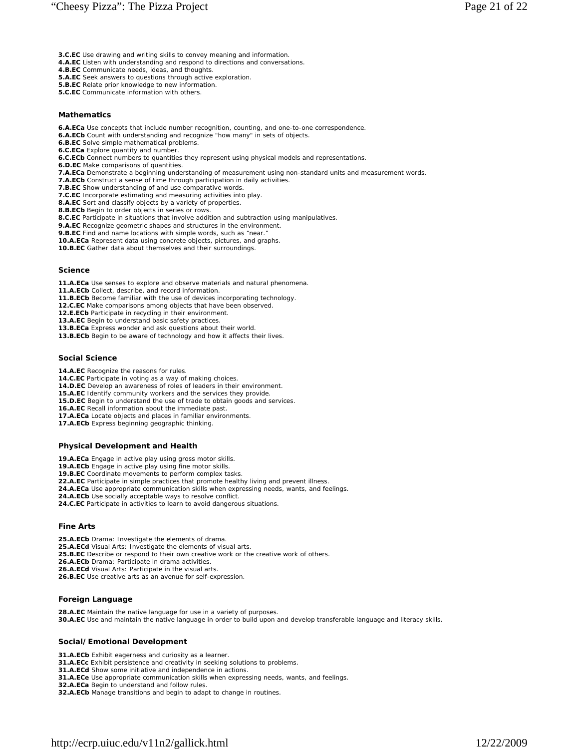**3.C.EC** Use drawing and writing skills to convey meaning and information.
**4.A.EC** Listen with understanding and respond to directions and conversations.
**4.B.EC** Communicate needs, ideas, and thoughts.
**5.A.EC** Seek answers to questions through active exploration.
**5.B.EC** Relate prior knowledge to new information.
**5.C.EC** Communicate information with others.

#### Mathematics

**6.A.ECa** Use concepts that include number recognition, counting, and one-to-one correspondence.
**6.A.ECb** Count with understanding and recognize "how many" in sets of objects.
**6.B.EC** Solve simple mathematical problems.
**6.C.ECa** Explore quantity and number.
**6.C.ECb** Connect numbers to quantities they represent using physical models and representations.
**6.D.EC** Make comparisons of quantities.
**7.A.ECa** Demonstrate a beginning understanding of measurement using non-standard units and measurement words.
**7.A.ECb** Construct a sense of time through participation in daily activities.
**7.B.EC** Show understanding of and use comparative words.
**7.C.EC** Incorporate estimating and measuring activities into play.
**8.A.EC** Sort and classify objects by a variety of properties.
**8.B.ECb** Begin to order objects in series or rows.
**8.C.EC** Participate in situations that involve addition and subtraction using manipulatives.
**9.A.EC** Recognize geometric shapes and structures in the environment.
**9.B.EC** Find and name locations with simple words, such as "near."
**10.A.ECa** Represent data using concrete objects, pictures, and graphs.
**10.B.EC** Gather data about themselves and their surroundings.

#### Science

**11.A.ECa** Use senses to explore and observe materials and natural phenomena.
**11.A.ECb** Collect, describe, and record information.
**11.B.ECb** Become familiar with the use of devices incorporating technology.
**12.C.EC** Make comparisons among objects that have been observed.
**12.E.ECb** Participate in recycling in their environment.
**13.A.EC** Begin to understand basic safety practices.
**13.B.ECa** Express wonder and ask questions about their world.
**13.B.ECb** Begin to be aware of technology and how it affects their lives.

#### Social Science

**14.A.EC** Recognize the reasons for rules.
**14.C.EC** Participate in voting as a way of making choices.
**14.D.EC** Develop an awareness of roles of leaders in their environment.
**15.A.EC** Identify community workers and the services they provide.
**15.D.EC** Begin to understand the use of trade to obtain goods and services.
**16.A.EC** Recall information about the immediate past.
**17.A.ECa** Locate objects and places in familiar environments.
**17.A.ECb** Express beginning geographic thinking.

#### Physical Development and Health

**19.A.ECa** Engage in active play using gross motor skills.
**19.A.ECb** Engage in active play using fine motor skills.
**19.B.EC** Coordinate movements to perform complex tasks.
**22.A.EC** Participate in simple practices that promote healthy living and prevent illness.
**24.A.ECa** Use appropriate communication skills when expressing needs, wants, and feelings.
**24.A.ECb** Use socially acceptable ways to resolve conflict.
**24.C.EC** Participate in activities to learn to avoid dangerous situations.

#### Fine Arts

**25.A.ECb** Drama: Investigate the elements of drama.
**25.A.ECd** Visual Arts: Investigate the elements of visual arts.
**25.B.EC** Describe or respond to their own creative work or the creative work of others.
**26.A.ECb** Drama: Participate in drama activities.
**26.A.ECd** Visual Arts: Participate in the visual arts.
**26.B.EC** Use creative arts as an avenue for self-expression.

#### Foreign Language

**28.A.EC** Maintain the native language for use in a variety of purposes.
**30.A.EC** Use and maintain the native language in order to build upon and develop transferable language and literacy skills.

#### Social/Emotional Development

**31.A.ECb** Exhibit eagerness and curiosity as a learner.
**31.A.ECc** Exhibit persistence and creativity in seeking solutions to problems.
**31.A.ECd** Show some initiative and independence in actions.
**31.A.ECe** Use appropriate communication skills when expressing needs, wants, and feelings.
**32.A.ECa** Begin to understand and follow rules.
**32.A.ECb** Manage transitions and begin to adapt to change in routines.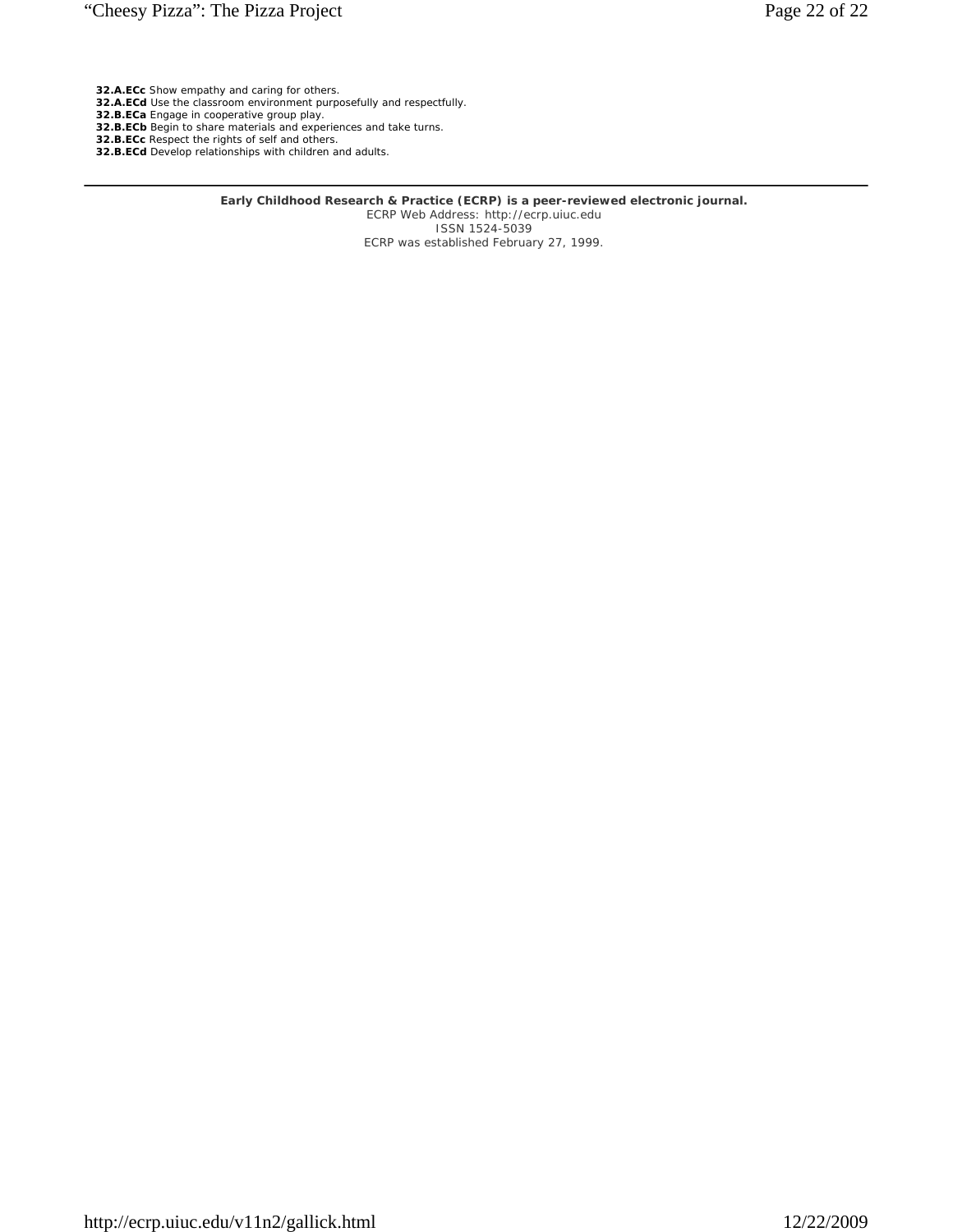**32.A.ECc** Show empathy and caring for others.
**32.A.ECd** Use the classroom environment purposefully and respectfully.
**32.B.ECa** Engage in cooperative group play.
**32.B.ECb** Begin to share materials and experiences and take turns.
**32.B.ECc** Respect the rights of self and others.
**32.B.ECd** Develop relationships with children and adults.

---

**Early Childhood Research & Practice (ECRP) is a peer-reviewed electronic journal.**
ECRP Web Address: http://ecrp.uiuc.edu
ISSN 1524-5039
ECRP was established February 27, 1999.